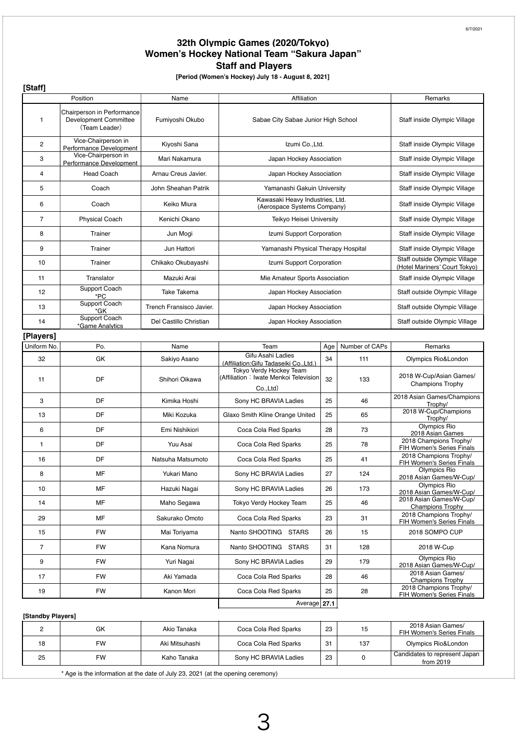# 32th Olympic Games (2020/Tokyo)
# Women's Hockey National Team "Sakura Japan"
# Staff and Players

**[Period (Women's Hockey) July 18 - August 8, 2021]**

### [Staff]

| | Position | Name | Affiliation | Remarks |
|---|---|---|---|---|
| 1 | Chairperson in Performance Development Committee (Team Leader) | Fumiyoshi Okubo | Sabae City Sabae Junior High School | Staff inside Olympic Village |
| 2 | Vice-Chairperson in Performance Development | Kiyoshi Sana | Izumi Co.,Ltd. | Staff inside Olympic Village |
| 3 | Vice-Chairperson in Performance Development | Mari Nakamura | Japan Hockey Association | Staff inside Olympic Village |
| 4 | Head Coach | Arnau Creus Javier. | Japan Hockey Association | Staff inside Olympic Village |
| 5 | Coach | John Sheahan Patrik | Yamanashi Gakuin University | Staff inside Olympic Village |
| 6 | Coach | Keiko Miura | Kawasaki Heavy Industries, Ltd. (Aerospace Systems Company) | Staff inside Olympic Village |
| 7 | Physical Coach | Kenichi Okano | Teikyo Heisei University | Staff inside Olympic Village |
| 8 | Trainer | Jun Mogi | Izumi Support Corporation | Staff inside Olympic Village |
| 9 | Trainer | Jun Hattori | Yamanashi Physical Therapy Hospital | Staff inside Olympic Village |
| 10 | Trainer | Chikako Okubayashi | Izumi Support Corporation | Staff outside Olympic Village (Hotel Mariners' Court Tokyo) |
| 11 | Translator | Mazuki Arai | Mie Amateur Sports Association | Staff inside Olympic Village |
| 12 | Support Coach *PC | Take Takema | Japan Hockey Association | Staff outside Olympic Village |
| 13 | Support Coach *GK | Trench Fransisco Javier. | Japan Hockey Association | Staff outside Olympic Village |
| 14 | Support Coach *Game Analytics | Del Castillo Christian | Japan Hockey Association | Staff outside Olympic Village |

### [Players]

| Uniform No. | Po. | Name | Team | Age | Number of CAPs | Remarks |
|---|---|---|---|---|---|---|
| 32 | GK | Sakiyo Asano | Gifu Asahi Ladies (Affiliation:Gifu Tadaseiki Co.,Ltd.) | 34 | 111 | Olympics Rio&London |
| 11 | DF | Shihori Oikawa | Tokyo Verdy Hockey Team (Affiliation：Iwate Menkoi Television Co.,Ltd) | 32 | 133 | 2018 W-Cup/Asian Games/ Champions Trophy |
| 3 | DF | Kimika Hoshi | Sony HC BRAVIA Ladies | 25 | 46 | 2018 Asian Games/Champions Trophy/ |
| 13 | DF | Miki Kozuka | Glaxo Smith Kline Orange United | 25 | 65 | 2018 W-Cup/Champions Trophy/ |
| 6 | DF | Emi Nishikiori | Coca Cola Red Sparks | 28 | 73 | Olympics Rio 2018 Asian Games |
| 1 | DF | Yuu Asai | Coca Cola Red Sparks | 25 | 78 | 2018 Champions Trophy/ FIH Women's Series Finals |
| 16 | DF | Natsuha Matsumoto | Coca Cola Red Sparks | 25 | 41 | 2018 Champions Trophy/ FIH Women's Series Finals |
| 8 | MF | Yukari Mano | Sony HC BRAVIA Ladies | 27 | 124 | Olympics Rio 2018 Asian Games/W-Cup/ |
| 10 | MF | Hazuki Nagai | Sony HC BRAVIA Ladies | 26 | 173 | Olympics Rio 2018 Asian Games/W-Cup/ |
| 14 | MF | Maho Segawa | Tokyo Verdy Hockey Team | 25 | 46 | 2018 Asian Games/W-Cup/ Champions Trophy |
| 29 | MF | Sakurako Omoto | Coca Cola Red Sparks | 23 | 31 | 2018 Champions Trophy/ FIH Women's Series Finals |
| 15 | FW | Mai Toriyama | Nanto SHOOTING STARS | 26 | 15 | 2018 SOMPO CUP |
| 7 | FW | Kana Nomura | Nanto SHOOTING STARS | 31 | 128 | 2018 W-Cup |
| 9 | FW | Yuri Nagai | Sony HC BRAVIA Ladies | 29 | 179 | Olympics Rio 2018 Asian Games/W-Cup/ |
| 17 | FW | Aki Yamada | Coca Cola Red Sparks | 28 | 46 | 2018 Asian Games/ Champions Trophy |
| 19 | FW | Kanon Mori | Coca Cola Red Sparks | 25 | 28 | 2018 Champions Trophy/ FIH Women's Series Finals |
| | | | Average | **27.1** | | |

**[Standby Players]**

| Uniform No. | Po. | Name | Team | Age | Number of CAPs | Remarks |
|---|---|---|---|---|---|---|
| 2 | GK | Akio Tanaka | Coca Cola Red Sparks | 23 | 15 | 2018 Asian Games/ FIH Women's Series Finals |
| 18 | FW | Aki Mitsuhashi | Coca Cola Red Sparks | 31 | 137 | Olympics Rio&London |
| 25 | FW | Kaho Tanaka | Sony HC BRAVIA Ladies | 23 | 0 | Candidates to represent Japan from 2019 |

\* Age is the information at the date of July 23, 2021 (at the opening ceremony)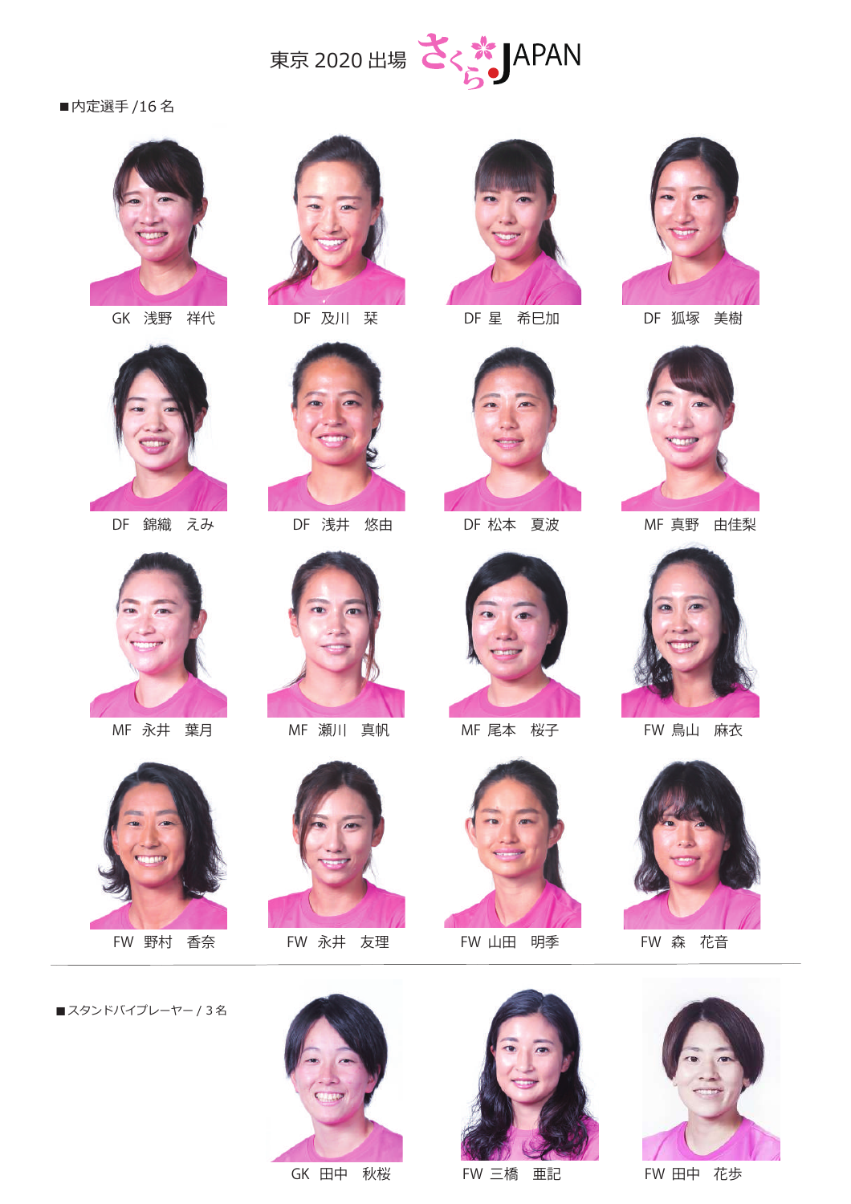東京 2020 出場 さくらJAPAN

■内定選手 /16 名

GK　浅野　祥代

DF　及川　栞

DF　星　希巳加

DF　狐塚　美樹

DF　錦織　えみ

DF　浅井　悠由

DF　松本　夏波

MF　真野　由佳梨

MF　永井　葉月

MF　瀬川　真帆

MF　尾本　桜子

FW　鳥山　麻衣

FW　野村　香奈

FW　永井　友理

FW　山田　明季

FW　森　花音

■スタンドバイプレーヤー / 3 名

GK　田中　秋桜

FW　三橋　亜記

FW　田中　花歩